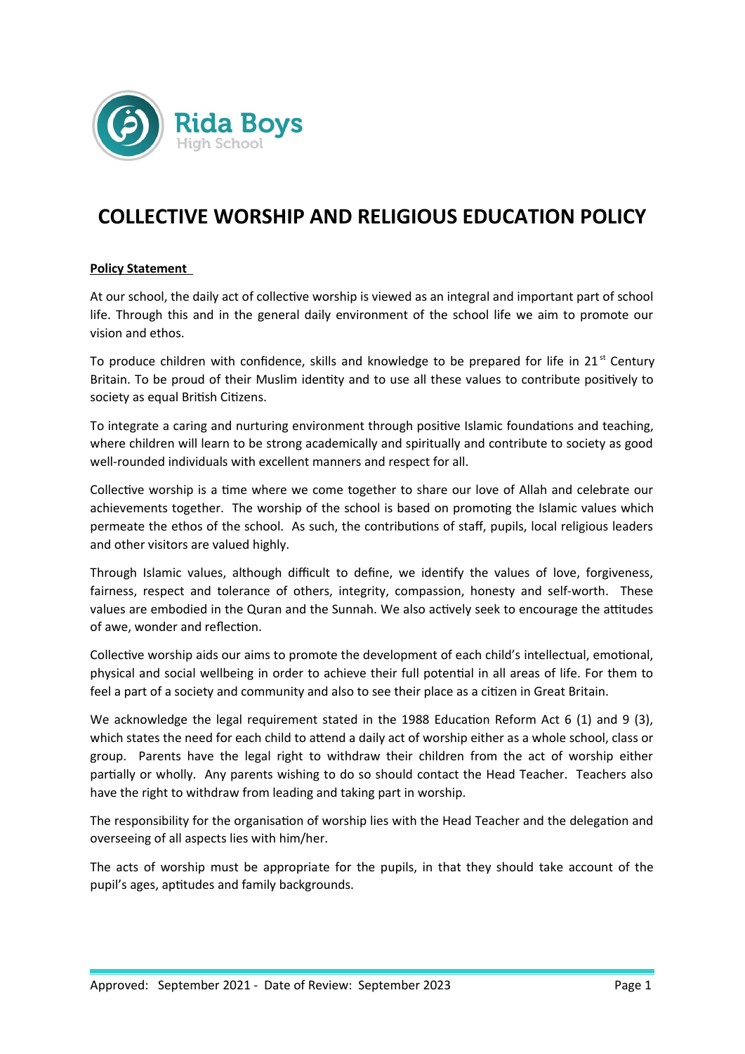Rida Boys
High School

# COLLECTIVE WORSHIP AND RELIGIOUS EDUCATION POLICY

**Policy Statement**

At our school, the daily act of collective worship is viewed as an integral and important part of school life. Through this and in the general daily environment of the school life we aim to promote our vision and ethos.

To produce children with confidence, skills and knowledge to be prepared for life in 21st Century Britain. To be proud of their Muslim identity and to use all these values to contribute positively to society as equal British Citizens.

To integrate a caring and nurturing environment through positive Islamic foundations and teaching, where children will learn to be strong academically and spiritually and contribute to society as good well-rounded individuals with excellent manners and respect for all.

Collective worship is a time where we come together to share our love of Allah and celebrate our achievements together. The worship of the school is based on promoting the Islamic values which permeate the ethos of the school. As such, the contributions of staff, pupils, local religious leaders and other visitors are valued highly.

Through Islamic values, although difficult to define, we identify the values of love, forgiveness, fairness, respect and tolerance of others, integrity, compassion, honesty and self-worth. These values are embodied in the Quran and the Sunnah. We also actively seek to encourage the attitudes of awe, wonder and reflection.

Collective worship aids our aims to promote the development of each child's intellectual, emotional, physical and social wellbeing in order to achieve their full potential in all areas of life. For them to feel a part of a society and community and also to see their place as a citizen in Great Britain.

We acknowledge the legal requirement stated in the 1988 Education Reform Act 6 (1) and 9 (3), which states the need for each child to attend a daily act of worship either as a whole school, class or group. Parents have the legal right to withdraw their children from the act of worship either partially or wholly. Any parents wishing to do so should contact the Head Teacher. Teachers also have the right to withdraw from leading and taking part in worship.

The responsibility for the organisation of worship lies with the Head Teacher and the delegation and overseeing of all aspects lies with him/her.

The acts of worship must be appropriate for the pupils, in that they should take account of the pupil's ages, aptitudes and family backgrounds.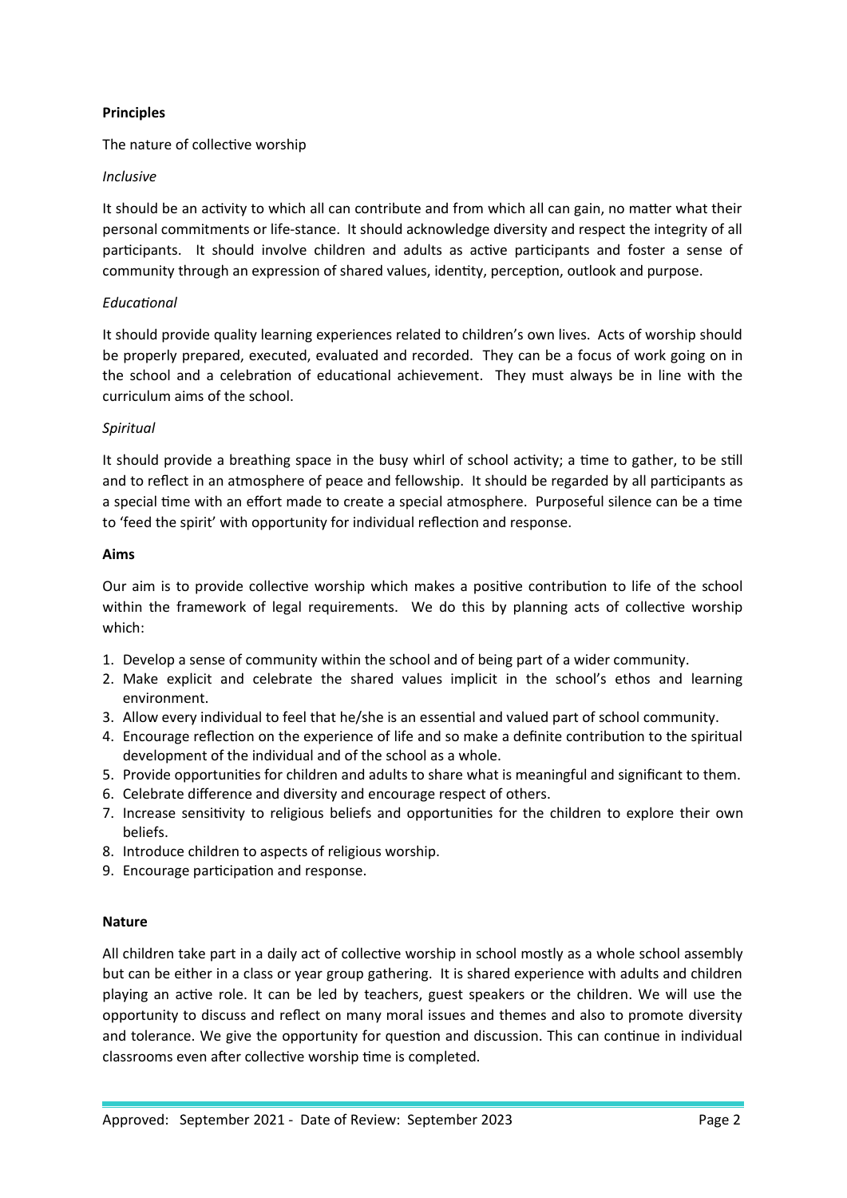**Principles**

The nature of collective worship

*Inclusive*

It should be an activity to which all can contribute and from which all can gain, no matter what their personal commitments or life-stance. It should acknowledge diversity and respect the integrity of all participants. It should involve children and adults as active participants and foster a sense of community through an expression of shared values, identity, perception, outlook and purpose.

*Educational*

It should provide quality learning experiences related to children's own lives. Acts of worship should be properly prepared, executed, evaluated and recorded. They can be a focus of work going on in the school and a celebration of educational achievement. They must always be in line with the curriculum aims of the school.

*Spiritual*

It should provide a breathing space in the busy whirl of school activity; a time to gather, to be still and to reflect in an atmosphere of peace and fellowship. It should be regarded by all participants as a special time with an effort made to create a special atmosphere. Purposeful silence can be a time to 'feed the spirit' with opportunity for individual reflection and response.

**Aims**

Our aim is to provide collective worship which makes a positive contribution to life of the school within the framework of legal requirements. We do this by planning acts of collective worship which:

1. Develop a sense of community within the school and of being part of a wider community.
2. Make explicit and celebrate the shared values implicit in the school's ethos and learning environment.
3. Allow every individual to feel that he/she is an essential and valued part of school community.
4. Encourage reflection on the experience of life and so make a definite contribution to the spiritual development of the individual and of the school as a whole.
5. Provide opportunities for children and adults to share what is meaningful and significant to them.
6. Celebrate difference and diversity and encourage respect of others.
7. Increase sensitivity to religious beliefs and opportunities for the children to explore their own beliefs.
8. Introduce children to aspects of religious worship.
9. Encourage participation and response.

**Nature**

All children take part in a daily act of collective worship in school mostly as a whole school assembly but can be either in a class or year group gathering. It is shared experience with adults and children playing an active role. It can be led by teachers, guest speakers or the children. We will use the opportunity to discuss and reflect on many moral issues and themes and also to promote diversity and tolerance. We give the opportunity for question and discussion. This can continue in individual classrooms even after collective worship time is completed.

Approved: September 2021 - Date of Review: September 2023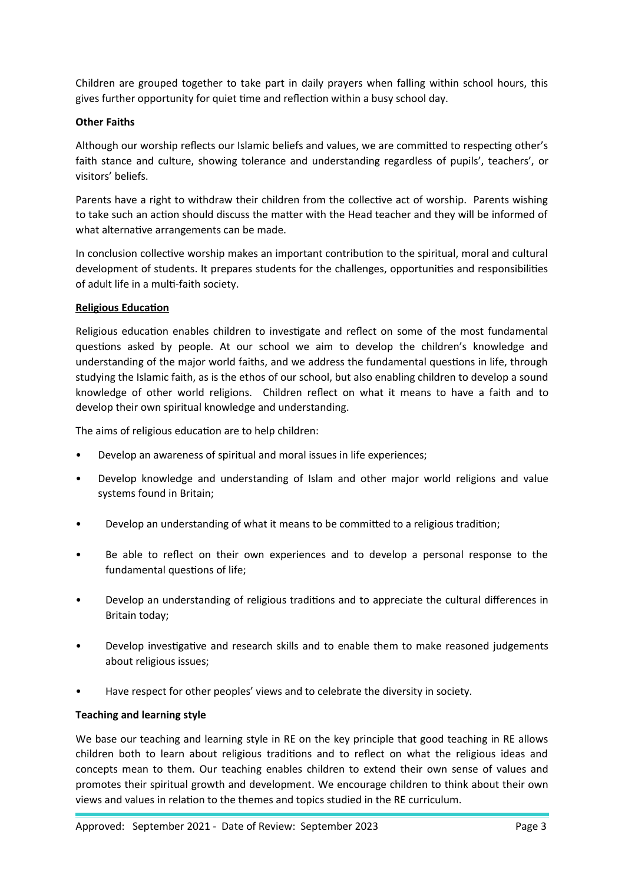Children are grouped together to take part in daily prayers when falling within school hours, this gives further opportunity for quiet time and reflection within a busy school day.

**Other Faiths**

Although our worship reflects our Islamic beliefs and values, we are committed to respecting other's faith stance and culture, showing tolerance and understanding regardless of pupils', teachers', or visitors' beliefs.

Parents have a right to withdraw their children from the collective act of worship. Parents wishing to take such an action should discuss the matter with the Head teacher and they will be informed of what alternative arrangements can be made.

In conclusion collective worship makes an important contribution to the spiritual, moral and cultural development of students. It prepares students for the challenges, opportunities and responsibilities of adult life in a multi-faith society.

**Religious Education**

Religious education enables children to investigate and reflect on some of the most fundamental questions asked by people. At our school we aim to develop the children's knowledge and understanding of the major world faiths, and we address the fundamental questions in life, through studying the Islamic faith, as is the ethos of our school, but also enabling children to develop a sound knowledge of other world religions. Children reflect on what it means to have a faith and to develop their own spiritual knowledge and understanding.

The aims of religious education are to help children:

- Develop an awareness of spiritual and moral issues in life experiences;
- Develop knowledge and understanding of Islam and other major world religions and value systems found in Britain;
- Develop an understanding of what it means to be committed to a religious tradition;
- Be able to reflect on their own experiences and to develop a personal response to the fundamental questions of life;
- Develop an understanding of religious traditions and to appreciate the cultural differences in Britain today;
- Develop investigative and research skills and to enable them to make reasoned judgements about religious issues;
- Have respect for other peoples' views and to celebrate the diversity in society.

**Teaching and learning style**

We base our teaching and learning style in RE on the key principle that good teaching in RE allows children both to learn about religious traditions and to reflect on what the religious ideas and concepts mean to them. Our teaching enables children to extend their own sense of values and promotes their spiritual growth and development. We encourage children to think about their own views and values in relation to the themes and topics studied in the RE curriculum.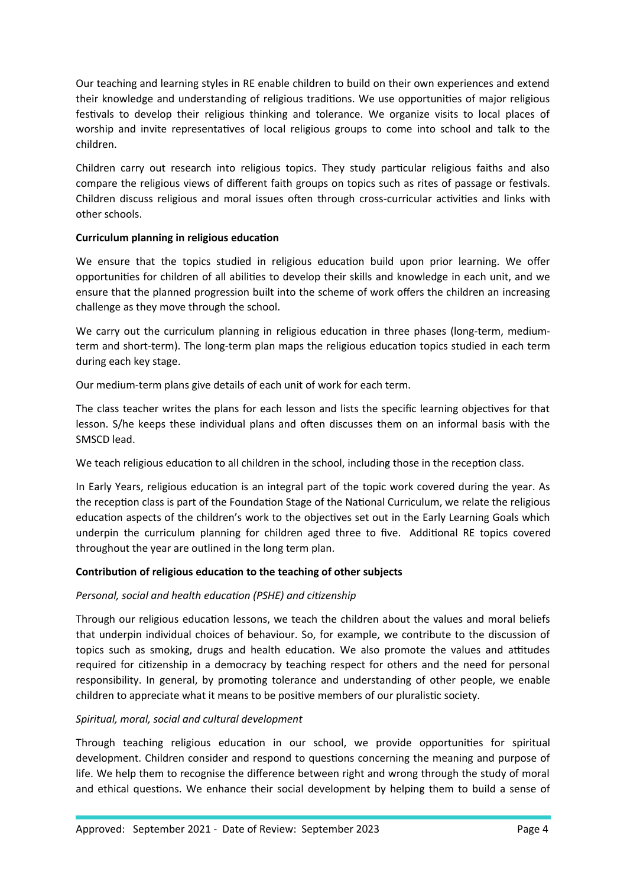Our teaching and learning styles in RE enable children to build on their own experiences and extend their knowledge and understanding of religious traditions. We use opportunities of major religious festivals to develop their religious thinking and tolerance. We organize visits to local places of worship and invite representatives of local religious groups to come into school and talk to the children.

Children carry out research into religious topics. They study particular religious faiths and also compare the religious views of different faith groups on topics such as rites of passage or festivals. Children discuss religious and moral issues often through cross-curricular activities and links with other schools.

**Curriculum planning in religious education**

We ensure that the topics studied in religious education build upon prior learning. We offer opportunities for children of all abilities to develop their skills and knowledge in each unit, and we ensure that the planned progression built into the scheme of work offers the children an increasing challenge as they move through the school.

We carry out the curriculum planning in religious education in three phases (long-term, medium-term and short-term). The long-term plan maps the religious education topics studied in each term during each key stage.

Our medium-term plans give details of each unit of work for each term.

The class teacher writes the plans for each lesson and lists the specific learning objectives for that lesson. S/he keeps these individual plans and often discusses them on an informal basis with the SMSCD lead.

We teach religious education to all children in the school, including those in the reception class.

In Early Years, religious education is an integral part of the topic work covered during the year. As the reception class is part of the Foundation Stage of the National Curriculum, we relate the religious education aspects of the children's work to the objectives set out in the Early Learning Goals which underpin the curriculum planning for children aged three to five. Additional RE topics covered throughout the year are outlined in the long term plan.

**Contribution of religious education to the teaching of other subjects**

*Personal, social and health education (PSHE) and citizenship*

Through our religious education lessons, we teach the children about the values and moral beliefs that underpin individual choices of behaviour. So, for example, we contribute to the discussion of topics such as smoking, drugs and health education. We also promote the values and attitudes required for citizenship in a democracy by teaching respect for others and the need for personal responsibility. In general, by promoting tolerance and understanding of other people, we enable children to appreciate what it means to be positive members of our pluralistic society.

*Spiritual, moral, social and cultural development*

Through teaching religious education in our school, we provide opportunities for spiritual development. Children consider and respond to questions concerning the meaning and purpose of life. We help them to recognise the difference between right and wrong through the study of moral and ethical questions. We enhance their social development by helping them to build a sense of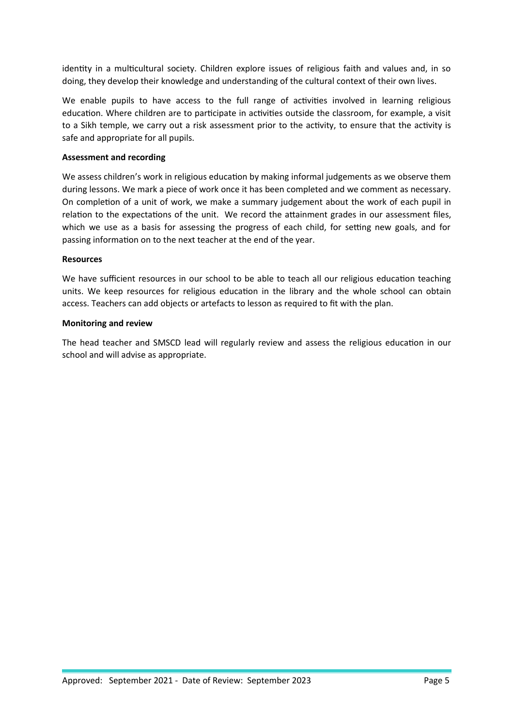identity in a multicultural society. Children explore issues of religious faith and values and, in so doing, they develop their knowledge and understanding of the cultural context of their own lives.

We enable pupils to have access to the full range of activities involved in learning religious education. Where children are to participate in activities outside the classroom, for example, a visit to a Sikh temple, we carry out a risk assessment prior to the activity, to ensure that the activity is safe and appropriate for all pupils.

**Assessment and recording**

We assess children's work in religious education by making informal judgements as we observe them during lessons. We mark a piece of work once it has been completed and we comment as necessary. On completion of a unit of work, we make a summary judgement about the work of each pupil in relation to the expectations of the unit. We record the attainment grades in our assessment files, which we use as a basis for assessing the progress of each child, for setting new goals, and for passing information on to the next teacher at the end of the year.

**Resources**

We have sufficient resources in our school to be able to teach all our religious education teaching units. We keep resources for religious education in the library and the whole school can obtain access. Teachers can add objects or artefacts to lesson as required to fit with the plan.

**Monitoring and review**

The head teacher and SMSCD lead will regularly review and assess the religious education in our school and will advise as appropriate.